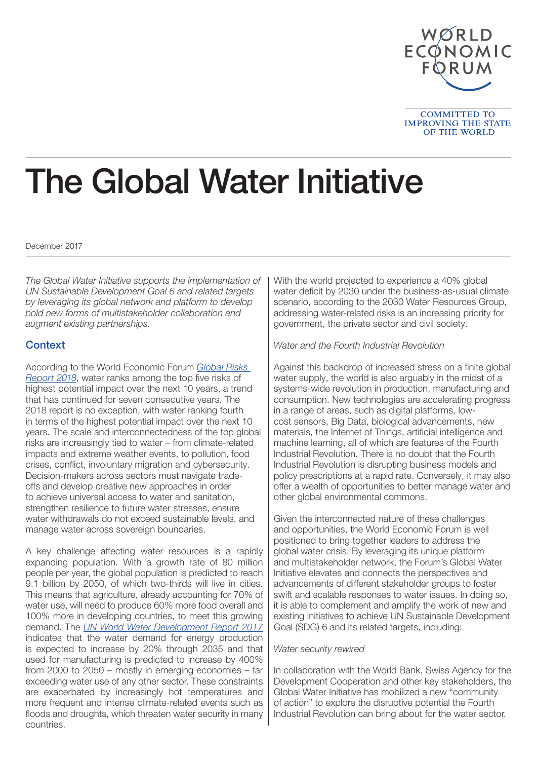WORLD ECONOMIC FORUM

COMMITTED TO IMPROVING THE STATE OF THE WORLD

# The Global Water Initiative

December 2017

*The Global Water Initiative supports the implementation of UN Sustainable Development Goal 6 and related targets by leveraging its global network and platform to develop bold new forms of multistakeholder collaboration and augment existing partnerships.*

## Context

According to the World Economic Forum *Global Risks Report 2018*, water ranks among the top five risks of highest potential impact over the next 10 years, a trend that has continued for seven consecutive years. The 2018 report is no exception, with water ranking fourth in terms of the highest potential impact over the next 10 years. The scale and interconnectedness of the top global risks are increasingly tied to water – from climate-related impacts and extreme weather events, to pollution, food crises, conflict, involuntary migration and cybersecurity. Decision-makers across sectors must navigate trade-offs and develop creative new approaches in order to achieve universal access to water and sanitation, strengthen resilience to future water stresses, ensure water withdrawals do not exceed sustainable levels, and manage water across sovereign boundaries.

A key challenge affecting water resources is a rapidly expanding population. With a growth rate of 80 million people per year, the global population is predicted to reach 9.1 billion by 2050, of which two-thirds will live in cities. This means that agriculture, already accounting for 70% of water use, will need to produce 60% more food overall and 100% more in developing countries, to meet this growing demand. The *UN World Water Development Report 2017* indicates that the water demand for energy production is expected to increase by 20% through 2035 and that used for manufacturing is predicted to increase by 400% from 2000 to 2050 – mostly in emerging economies – far exceeding water use of any other sector. These constraints are exacerbated by increasingly hot temperatures and more frequent and intense climate-related events such as floods and droughts, which threaten water security in many countries.

With the world projected to experience a 40% global water deficit by 2030 under the business-as-usual climate scenario, according to the 2030 Water Resources Group, addressing water-related risks is an increasing priority for government, the private sector and civil society.

*Water and the Fourth Industrial Revolution*

Against this backdrop of increased stress on a finite global water supply, the world is also arguably in the midst of a systems-wide revolution in production, manufacturing and consumption. New technologies are accelerating progress in a range of areas, such as digital platforms, low-cost sensors, Big Data, biological advancements, new materials, the Internet of Things, artificial intelligence and machine learning, all of which are features of the Fourth Industrial Revolution. There is no doubt that the Fourth Industrial Revolution is disrupting business models and policy prescriptions at a rapid rate. Conversely, it may also offer a wealth of opportunities to better manage water and other global environmental commons.

Given the interconnected nature of these challenges and opportunities, the World Economic Forum is well positioned to bring together leaders to address the global water crisis. By leveraging its unique platform and multistakeholder network, the Forum's Global Water Initiative elevates and connects the perspectives and advancements of different stakeholder groups to foster swift and scalable responses to water issues. In doing so, it is able to complement and amplify the work of new and existing initiatives to achieve UN Sustainable Development Goal (SDG) 6 and its related targets, including:

*Water security rewired*

In collaboration with the World Bank, Swiss Agency for the Development Cooperation and other key stakeholders, the Global Water Initiative has mobilized a new "community of action" to explore the disruptive potential the Fourth Industrial Revolution can bring about for the water sector.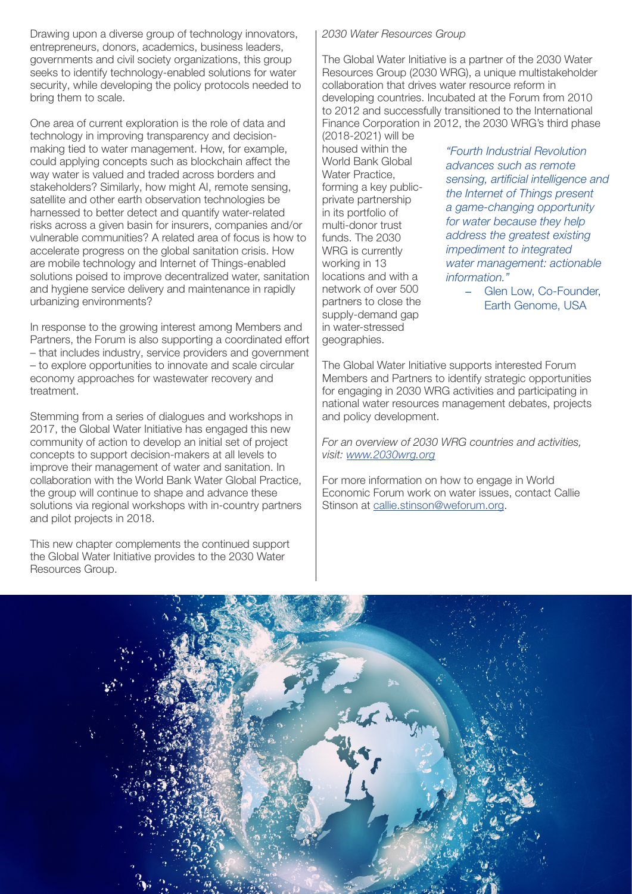Drawing upon a diverse group of technology innovators, entrepreneurs, donors, academics, business leaders, governments and civil society organizations, this group seeks to identify technology-enabled solutions for water security, while developing the policy protocols needed to bring them to scale.

One area of current exploration is the role of data and technology in improving transparency and decision-making tied to water management. How, for example, could applying concepts such as blockchain affect the way water is valued and traded across borders and stakeholders? Similarly, how might AI, remote sensing, satellite and other earth observation technologies be harnessed to better detect and quantify water-related risks across a given basin for insurers, companies and/or vulnerable communities? A related area of focus is how to accelerate progress on the global sanitation crisis. How are mobile technology and Internet of Things-enabled solutions poised to improve decentralized water, sanitation and hygiene service delivery and maintenance in rapidly urbanizing environments?

In response to the growing interest among Members and Partners, the Forum is also supporting a coordinated effort – that includes industry, service providers and government – to explore opportunities to innovate and scale circular economy approaches for wastewater recovery and treatment.

Stemming from a series of dialogues and workshops in 2017, the Global Water Initiative has engaged this new community of action to develop an initial set of project concepts to support decision-makers at all levels to improve their management of water and sanitation. In collaboration with the World Bank Water Global Practice, the group will continue to shape and advance these solutions via regional workshops with in-country partners and pilot projects in 2018.

This new chapter complements the continued support the Global Water Initiative provides to the 2030 Water Resources Group.

*2030 Water Resources Group*

The Global Water Initiative is a partner of the 2030 Water Resources Group (2030 WRG), a unique multistakeholder collaboration that drives water resource reform in developing countries. Incubated at the Forum from 2010 to 2012 and successfully transitioned to the International Finance Corporation in 2012, the 2030 WRG's third phase (2018-2021) will be housed within the World Bank Global Water Practice, forming a key public-private partnership in its portfolio of multi-donor trust funds. The 2030 WRG is currently working in 13 locations and with a network of over 500 partners to close the supply-demand gap in water-stressed geographies.

*"Fourth Industrial Revolution advances such as remote sensing, artificial intelligence and the Internet of Things present a game-changing opportunity for water because they help address the greatest existing impediment to integrated water management: actionable information."*

– Glen Low, Co-Founder, Earth Genome, USA

The Global Water Initiative supports interested Forum Members and Partners to identify strategic opportunities for engaging in 2030 WRG activities and participating in national water resources management debates, projects and policy development.

*For an overview of 2030 WRG countries and activities, visit: www.2030wrg.org*

For more information on how to engage in World Economic Forum work on water issues, contact Callie Stinson at callie.stinson@weforum.org.